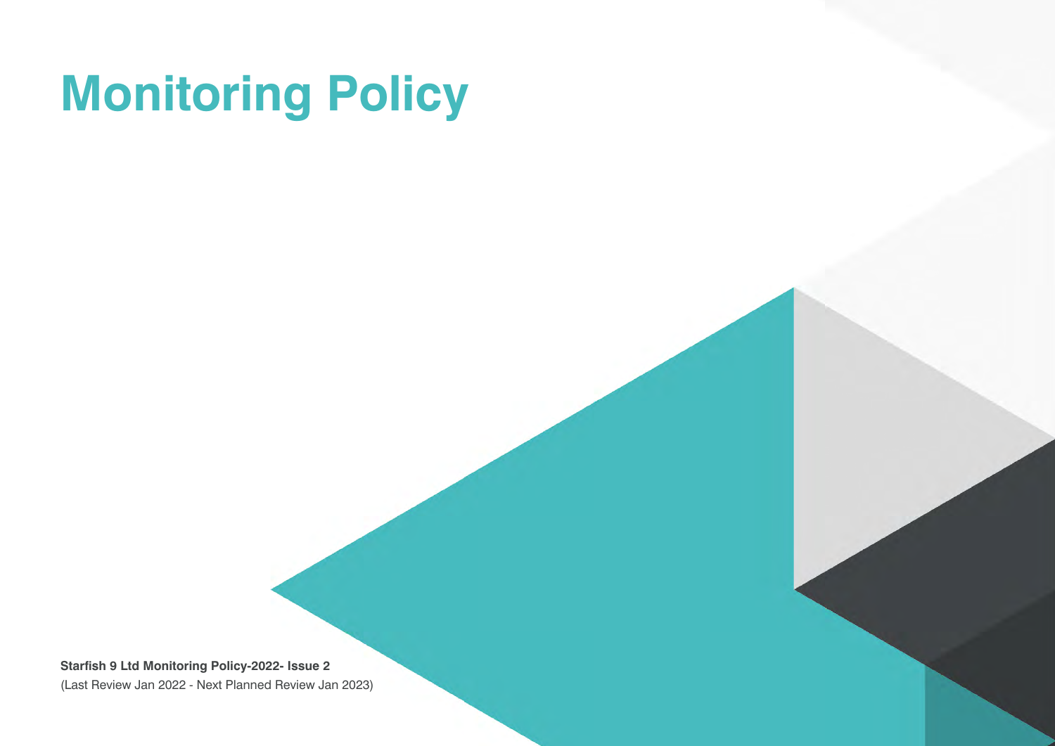# Monitoring Policy

**Starfish 9 Ltd Monitoring Policy-2022- Issue 2**

(Last Review Jan 2022 - Next Planned Review Jan 2023)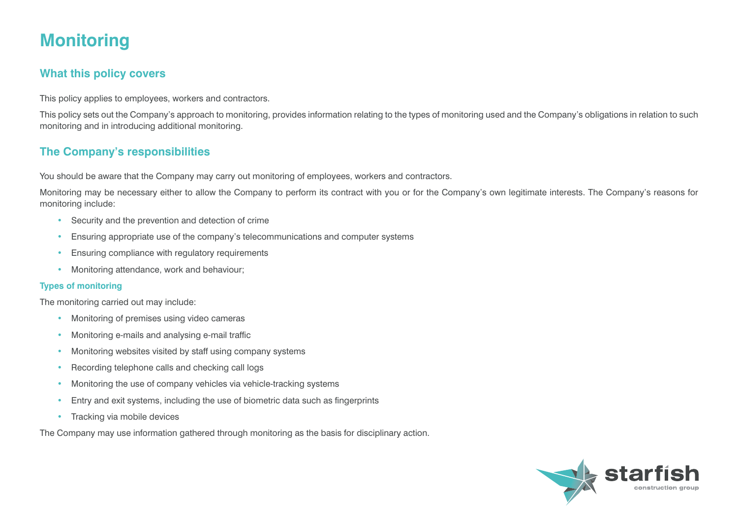# Monitoring

## What this policy covers

This policy applies to employees, workers and contractors.

This policy sets out the Company's approach to monitoring, provides information relating to the types of monitoring used and the Company's obligations in relation to such monitoring and in introducing additional monitoring.

## The Company's responsibilities

You should be aware that the Company may carry out monitoring of employees, workers and contractors.

Monitoring may be necessary either to allow the Company to perform its contract with you or for the Company's own legitimate interests. The Company's reasons for monitoring include:

- Security and the prevention and detection of crime
- Ensuring appropriate use of the company's telecommunications and computer systems
- Ensuring compliance with regulatory requirements
- Monitoring attendance, work and behaviour;

### Types of monitoring

The monitoring carried out may include:

- Monitoring of premises using video cameras
- Monitoring e-mails and analysing e-mail traffic
- Monitoring websites visited by staff using company systems
- Recording telephone calls and checking call logs
- Monitoring the use of company vehicles via vehicle-tracking systems
- Entry and exit systems, including the use of biometric data such as fingerprints
- Tracking via mobile devices

The Company may use information gathered through monitoring as the basis for disciplinary action.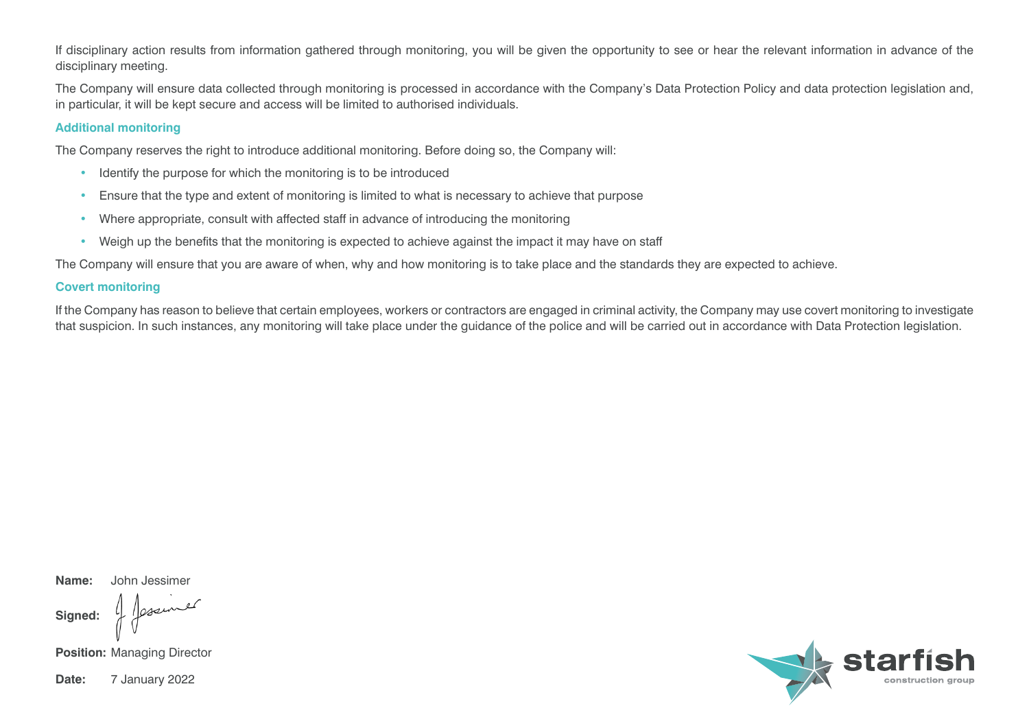If disciplinary action results from information gathered through monitoring, you will be given the opportunity to see or hear the relevant information in advance of the disciplinary meeting.

The Company will ensure data collected through monitoring is processed in accordance with the Company's Data Protection Policy and data protection legislation and, in particular, it will be kept secure and access will be limited to authorised individuals.

### Additional monitoring

The Company reserves the right to introduce additional monitoring. Before doing so, the Company will:

- Identify the purpose for which the monitoring is to be introduced
- Ensure that the type and extent of monitoring is limited to what is necessary to achieve that purpose
- Where appropriate, consult with affected staff in advance of introducing the monitoring
- Weigh up the benefits that the monitoring is expected to achieve against the impact it may have on staff

The Company will ensure that you are aware of when, why and how monitoring is to take place and the standards they are expected to achieve.

### Covert monitoring

If the Company has reason to believe that certain employees, workers or contractors are engaged in criminal activity, the Company may use covert monitoring to investigate that suspicion. In such instances, any monitoring will take place under the guidance of the police and will be carried out in accordance with Data Protection legislation.

**Name:** John Jessimer

**Signed:** J Jessimer

**Position:** Managing Director

**Date:** 7 January 2022

starfish construction group